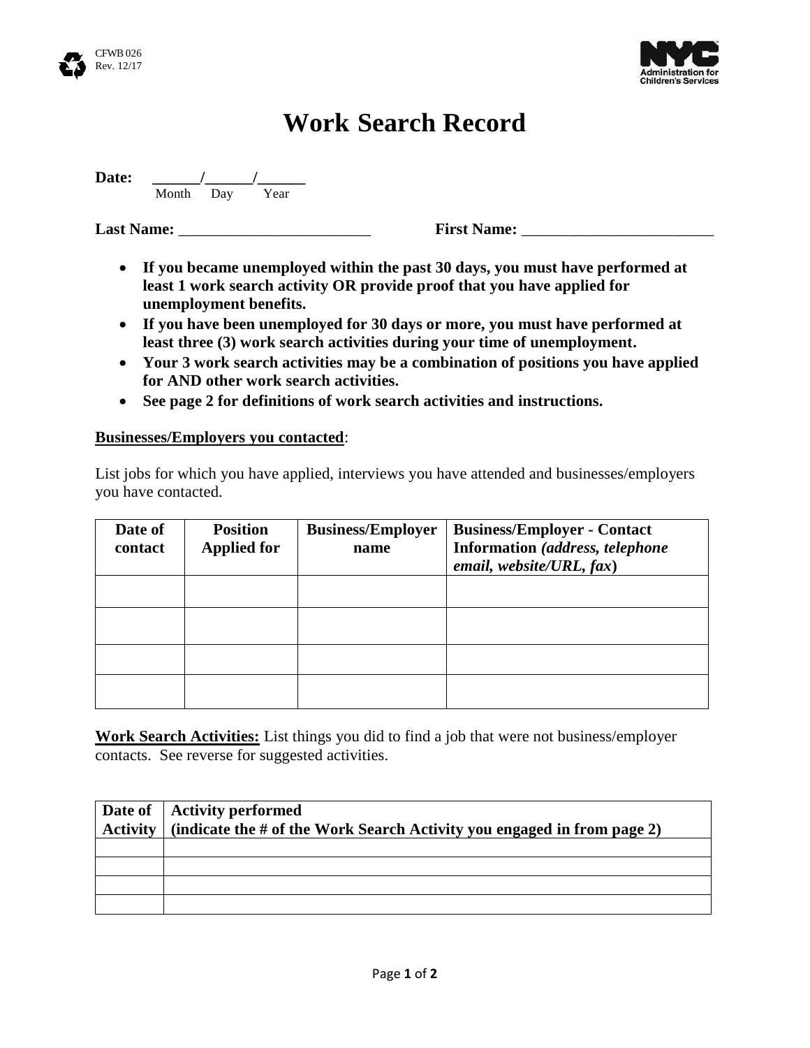CFWB 026
Rev. 12/17

NYC Administration for Children's Services

# Work Search Record

**Date:** ______/______/______
Month Day Year

**Last Name:** ________________________ **First Name:** ________________________

- **If you became unemployed within the past 30 days, you must have performed at least 1 work search activity OR provide proof that you have applied for unemployment benefits.**
- **If you have been unemployed for 30 days or more, you must have performed at least three (3) work search activities during your time of unemployment.**
- **Your 3 work search activities may be a combination of positions you have applied for AND other work search activities.**
- **See page 2 for definitions of work search activities and instructions.**

**Businesses/Employers you contacted**:

List jobs for which you have applied, interviews you have attended and businesses/employers you have contacted.

| Date of contact | Position Applied for | Business/Employer name | Business/Employer - Contact Information *(address, telephone email, website/URL, fax)* |
|---|---|---|---|
| | | | |
| | | | |
| | | | |
| | | | |

**Work Search Activities:** List things you did to find a job that were not business/employer contacts. See reverse for suggested activities.

| Date of Activity | Activity performed (indicate the # of the Work Search Activity you engaged in from page 2) |
|---|---|
| | |
| | |
| | |
| | |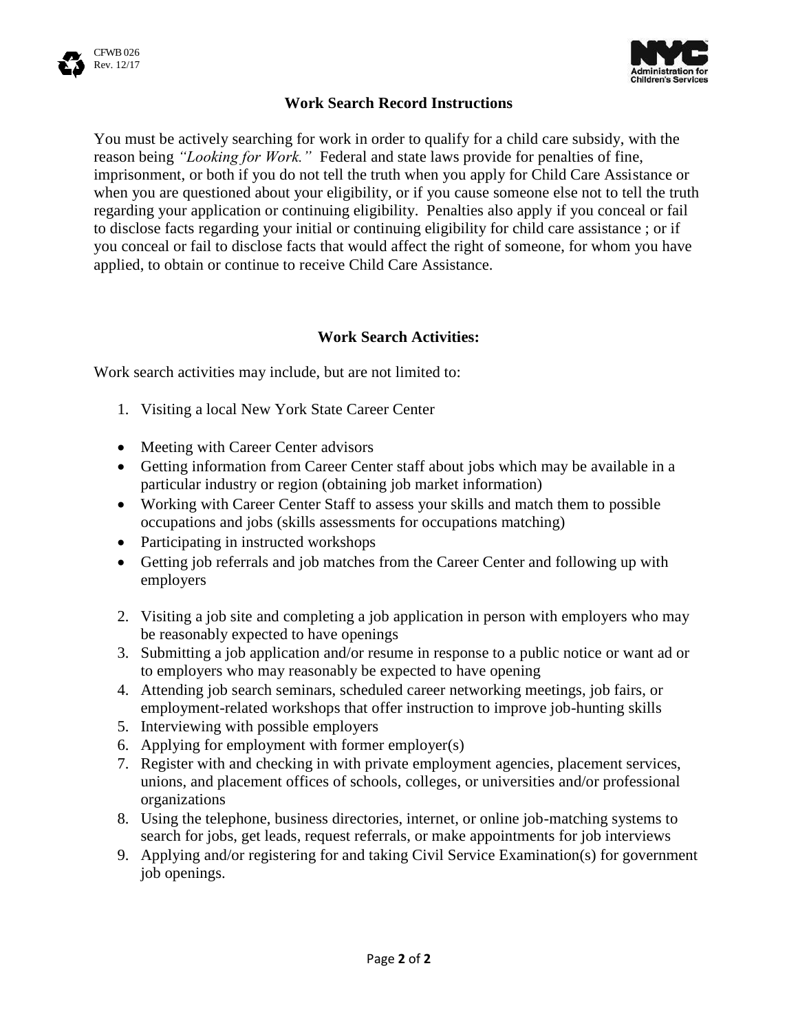CFWB 026
Rev. 12/17

NYC Administration for Children's Services

## Work Search Record Instructions

You must be actively searching for work in order to qualify for a child care subsidy, with the reason being *"Looking for Work."* Federal and state laws provide for penalties of fine, imprisonment, or both if you do not tell the truth when you apply for Child Care Assistance or when you are questioned about your eligibility, or if you cause someone else not to tell the truth regarding your application or continuing eligibility. Penalties also apply if you conceal or fail to disclose facts regarding your initial or continuing eligibility for child care assistance ; or if you conceal or fail to disclose facts that would affect the right of someone, for whom you have applied, to obtain or continue to receive Child Care Assistance.

## Work Search Activities:

Work search activities may include, but are not limited to:

1. Visiting a local New York State Career Center

- Meeting with Career Center advisors
- Getting information from Career Center staff about jobs which may be available in a particular industry or region (obtaining job market information)
- Working with Career Center Staff to assess your skills and match them to possible occupations and jobs (skills assessments for occupations matching)
- Participating in instructed workshops
- Getting job referrals and job matches from the Career Center and following up with employers

2. Visiting a job site and completing a job application in person with employers who may be reasonably expected to have openings
3. Submitting a job application and/or resume in response to a public notice or want ad or to employers who may reasonably be expected to have opening
4. Attending job search seminars, scheduled career networking meetings, job fairs, or employment-related workshops that offer instruction to improve job-hunting skills
5. Interviewing with possible employers
6. Applying for employment with former employer(s)
7. Register with and checking in with private employment agencies, placement services, unions, and placement offices of schools, colleges, or universities and/or professional organizations
8. Using the telephone, business directories, internet, or online job-matching systems to search for jobs, get leads, request referrals, or make appointments for job interviews
9. Applying and/or registering for and taking Civil Service Examination(s) for government job openings.